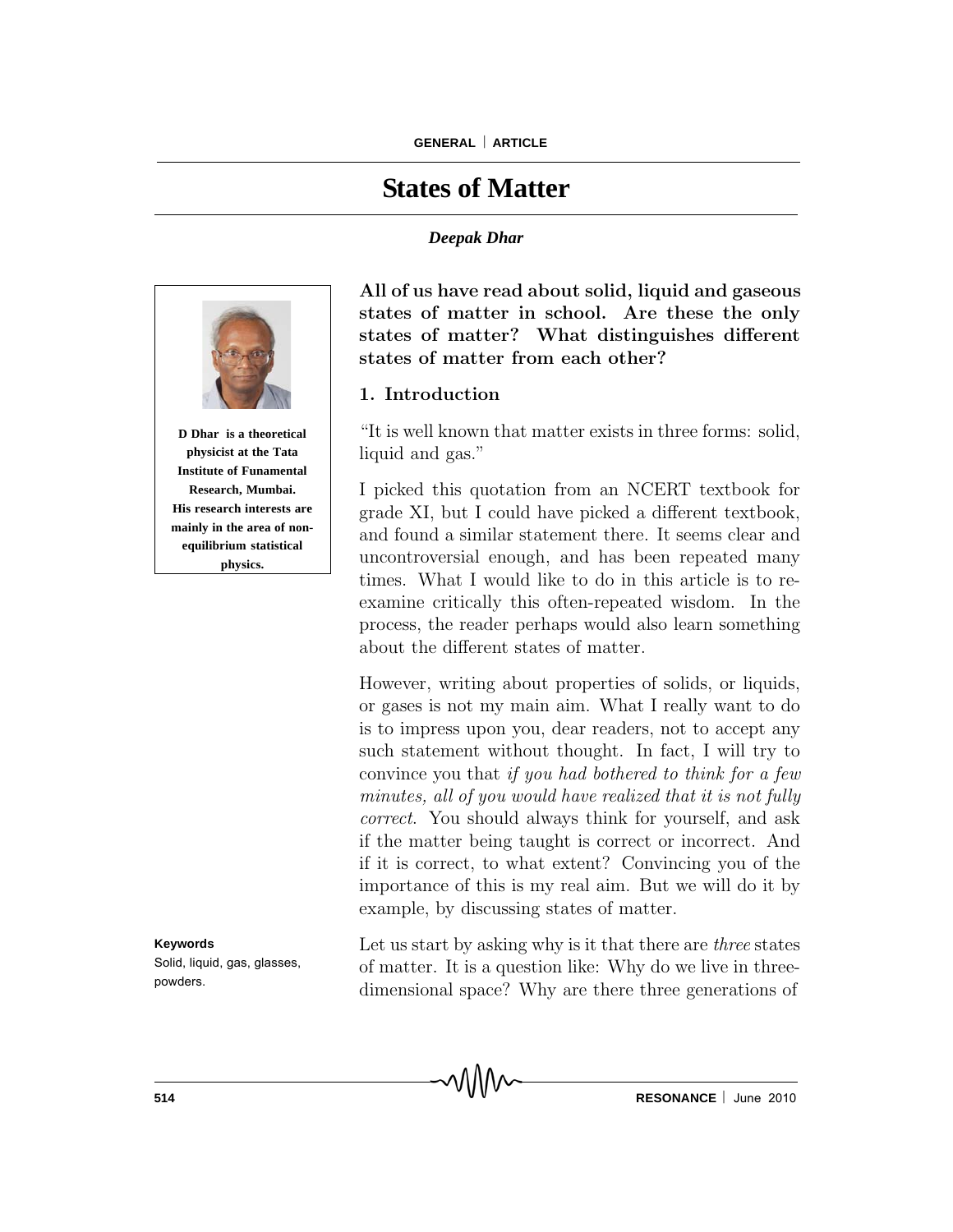# States of Matter

***Deepak Dhar***

**D Dhar is a theoretical physicist at the Tata Institute of Funamental Research, Mumbai. His research interests are mainly in the area of non-equilibrium statistical physics.**

**All of us have read about solid, liquid and gaseous states of matter in school. Are these the only states of matter? What distinguishes different states of matter from each other?**

## 1. Introduction

"It is well known that matter exists in three forms: solid, liquid and gas."

I picked this quotation from an NCERT textbook for grade XI, but I could have picked a different textbook, and found a similar statement there. It seems clear and uncontroversial enough, and has been repeated many times. What I would like to do in this article is to re-examine critically this often-repeated wisdom. In the process, the reader perhaps would also learn something about the different states of matter.

However, writing about properties of solids, or liquids, or gases is not my main aim. What I really want to do is to impress upon you, dear readers, not to accept any such statement without thought. In fact, I will try to convince you that *if you had bothered to think for a few minutes, all of you would have realized that it is not fully correct*. You should always think for yourself, and ask if the matter being taught is correct or incorrect. And if it is correct, to what extent? Convincing you of the importance of this is my real aim. But we will do it by example, by discussing states of matter.

**Keywords**

Solid, liquid, gas, glasses, powders.

Let us start by asking why is it that there are *three* states of matter. It is a question like: Why do we live in three-dimensional space? Why are there three generations of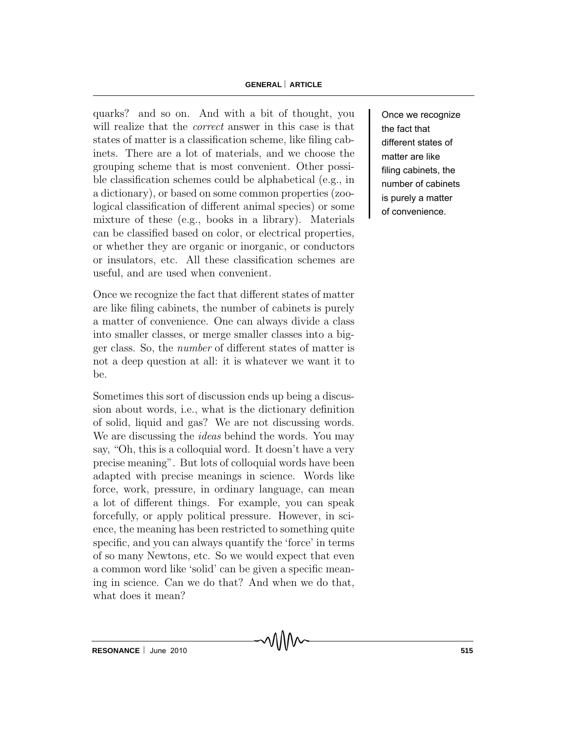quarks? and so on. And with a bit of thought, you will realize that the *correct* answer in this case is that states of matter is a classification scheme, like filing cabinets. There are a lot of materials, and we choose the grouping scheme that is most convenient. Other possible classification schemes could be alphabetical (e.g., in a dictionary), or based on some common properties (zoological classification of different animal species) or some mixture of these (e.g., books in a library). Materials can be classified based on color, or electrical properties, or whether they are organic or inorganic, or conductors or insulators, etc. All these classification schemes are useful, and are used when convenient.

Once we recognize the fact that different states of matter are like filing cabinets, the number of cabinets is purely a matter of convenience.

Once we recognize the fact that different states of matter are like filing cabinets, the number of cabinets is purely a matter of convenience. One can always divide a class into smaller classes, or merge smaller classes into a bigger class. So, the *number* of different states of matter is not a deep question at all: it is whatever we want it to be.

Sometimes this sort of discussion ends up being a discussion about words, i.e., what is the dictionary definition of solid, liquid and gas? We are not discussing words. We are discussing the *ideas* behind the words. You may say, "Oh, this is a colloquial word. It doesn't have a very precise meaning". But lots of colloquial words have been adapted with precise meanings in science. Words like force, work, pressure, in ordinary language, can mean a lot of different things. For example, you can speak forcefully, or apply political pressure. However, in science, the meaning has been restricted to something quite specific, and you can always quantify the 'force' in terms of so many Newtons, etc. So we would expect that even a common word like 'solid' can be given a specific meaning in science. Can we do that? And when we do that, what does it mean?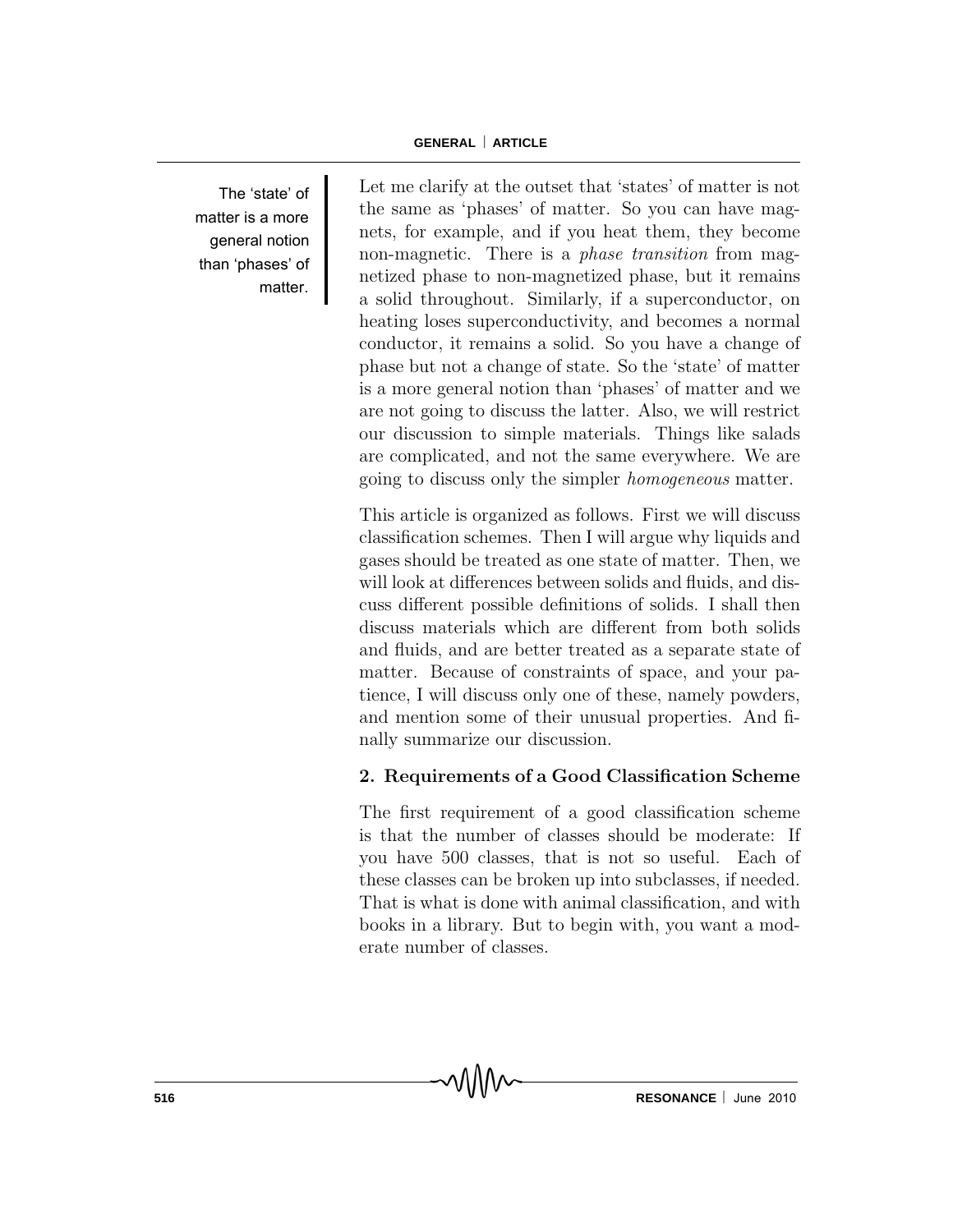The 'state' of matter is a more general notion than 'phases' of matter.

Let me clarify at the outset that 'states' of matter is not the same as 'phases' of matter. So you can have magnets, for example, and if you heat them, they become non-magnetic. There is a *phase transition* from magnetized phase to non-magnetized phase, but it remains a solid throughout. Similarly, if a superconductor, on heating loses superconductivity, and becomes a normal conductor, it remains a solid. So you have a change of phase but not a change of state. So the 'state' of matter is a more general notion than 'phases' of matter and we are not going to discuss the latter. Also, we will restrict our discussion to simple materials. Things like salads are complicated, and not the same everywhere. We are going to discuss only the simpler *homogeneous* matter.

This article is organized as follows. First we will discuss classification schemes. Then I will argue why liquids and gases should be treated as one state of matter. Then, we will look at differences between solids and fluids, and discuss different possible definitions of solids. I shall then discuss materials which are different from both solids and fluids, and are better treated as a separate state of matter. Because of constraints of space, and your patience, I will discuss only one of these, namely powders, and mention some of their unusual properties. And finally summarize our discussion.

## 2. Requirements of a Good Classification Scheme

The first requirement of a good classification scheme is that the number of classes should be moderate: If you have 500 classes, that is not so useful. Each of these classes can be broken up into subclasses, if needed. That is what is done with animal classification, and with books in a library. But to begin with, you want a moderate number of classes.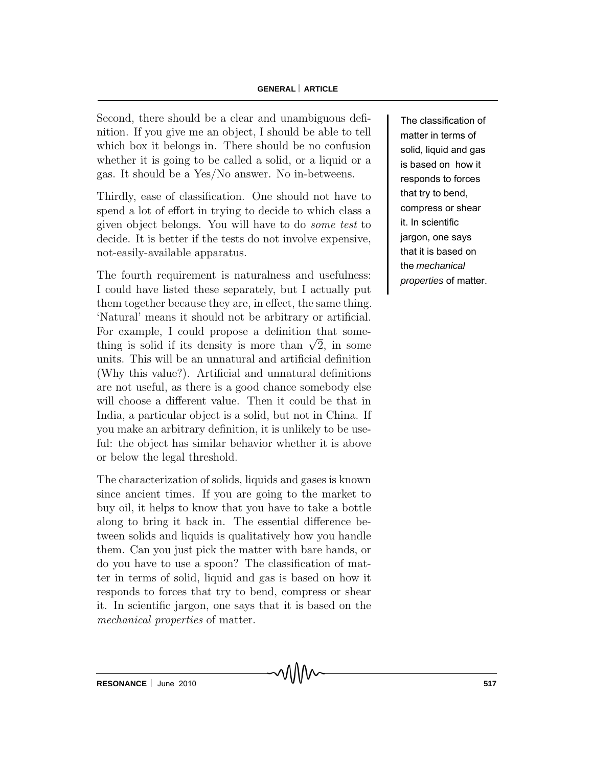Second, there should be a clear and unambiguous definition. If you give me an object, I should be able to tell which box it belongs in. There should be no confusion whether it is going to be called a solid, or a liquid or a gas. It should be a Yes/No answer. No in-betweens.

Thirdly, ease of classification. One should not have to spend a lot of effort in trying to decide to which class a given object belongs. You will have to do *some test* to decide. It is better if the tests do not involve expensive, not-easily-available apparatus.

The fourth requirement is naturalness and usefulness: I could have listed these separately, but I actually put them together because they are, in effect, the same thing. 'Natural' means it should not be arbitrary or artificial. For example, I could propose a definition that something is solid if its density is more than $\sqrt{2}$, in some units. This will be an unnatural and artificial definition (Why this value?). Artificial and unnatural definitions are not useful, as there is a good chance somebody else will choose a different value. Then it could be that in India, a particular object is a solid, but not in China. If you make an arbitrary definition, it is unlikely to be useful: the object has similar behavior whether it is above or below the legal threshold.

The characterization of solids, liquids and gases is known since ancient times. If you are going to the market to buy oil, it helps to know that you have to take a bottle along to bring it back in. The essential difference between solids and liquids is qualitatively how you handle them. Can you just pick the matter with bare hands, or do you have to use a spoon? The classification of matter in terms of solid, liquid and gas is based on how it responds to forces that try to bend, compress or shear it. In scientific jargon, one says that it is based on the *mechanical properties* of matter.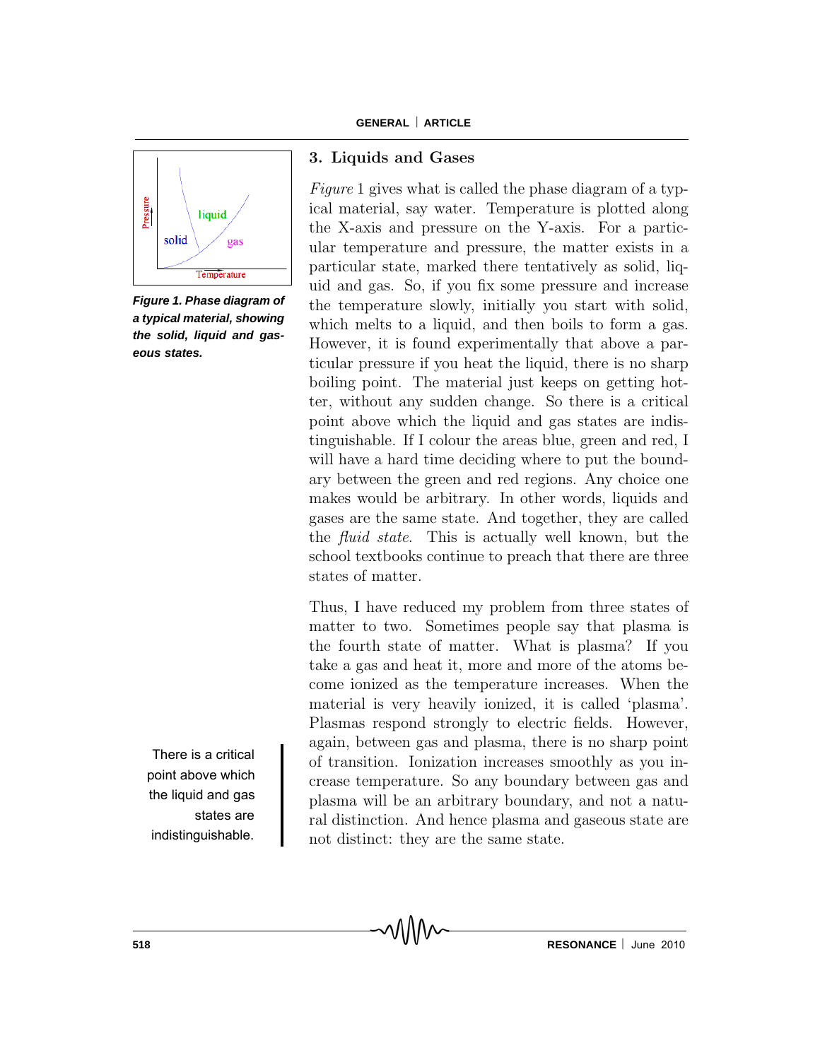### 3. Liquids and Gases

*Figure* 1 gives what is called the phase diagram of a typical material, say water. Temperature is plotted along the X-axis and pressure on the Y-axis. For a particular temperature and pressure, the matter exists in a particular state, marked there tentatively as solid, liquid and gas. So, if you fix some pressure and increase the temperature slowly, initially you start with solid, which melts to a liquid, and then boils to form a gas. However, it is found experimentally that above a particular pressure if you heat the liquid, there is no sharp boiling point. The material just keeps on getting hotter, without any sudden change. So there is a critical point above which the liquid and gas states are indistinguishable. If I colour the areas blue, green and red, I will have a hard time deciding where to put the boundary between the green and red regions. Any choice one makes would be arbitrary. In other words, liquids and gases are the same state. And together, they are called the *fluid state*. This is actually well known, but the school textbooks continue to preach that there are three states of matter.

**Figure 1. Phase diagram of a typical material, showing the solid, liquid and gaseous states.**

Thus, I have reduced my problem from three states of matter to two. Sometimes people say that plasma is the fourth state of matter. What is plasma? If you take a gas and heat it, more and more of the atoms become ionized as the temperature increases. When the material is very heavily ionized, it is called 'plasma'. Plasmas respond strongly to electric fields. However, again, between gas and plasma, there is no sharp point of transition. Ionization increases smoothly as you increase temperature. So any boundary between gas and plasma will be an arbitrary boundary, and not a natural distinction. And hence plasma and gaseous state are not distinct: they are the same state.

There is a critical point above which the liquid and gas states are indistinguishable.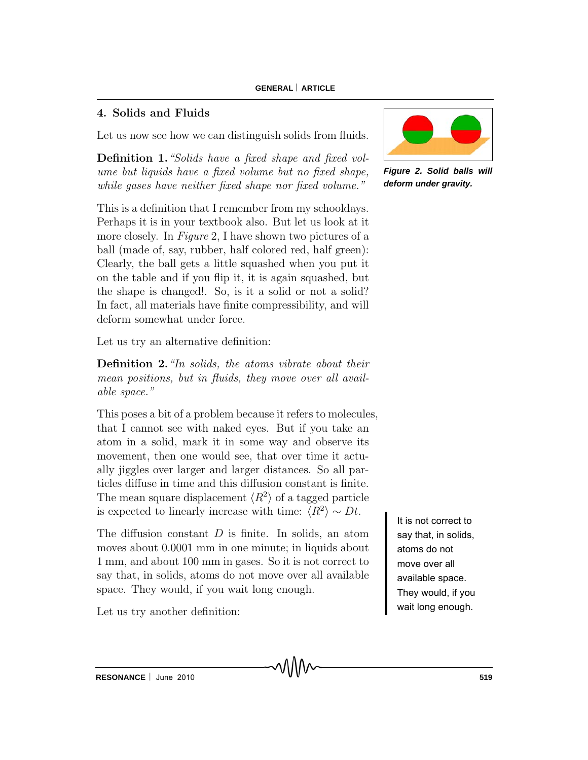## 4. Solids and Fluids

Let us now see how we can distinguish solids from fluids.

**Definition 1.** *"Solids have a fixed shape and fixed volume but liquids have a fixed volume but no fixed shape, while gases have neither fixed shape nor fixed volume."*

*Figure 2. Solid balls will deform under gravity.*

This is a definition that I remember from my schooldays. Perhaps it is in your textbook also. But let us look at it more closely. In *Figure* 2, I have shown two pictures of a ball (made of, say, rubber, half colored red, half green): Clearly, the ball gets a little squashed when you put it on the table and if you flip it, it is again squashed, but the shape is changed!. So, is it a solid or not a solid? In fact, all materials have finite compressibility, and will deform somewhat under force.

Let us try an alternative definition:

**Definition 2.** *"In solids, the atoms vibrate about their mean positions, but in fluids, they move over all available space."*

This poses a bit of a problem because it refers to molecules, that I cannot see with naked eyes. But if you take an atom in a solid, mark it in some way and observe its movement, then one would see, that over time it actually jiggles over larger and larger distances. So all particles diffuse in time and this diffusion constant is finite. The mean square displacement $\langle R^2 \rangle$ of a tagged particle is expected to linearly increase with time: $\langle R^2 \rangle \sim Dt$.

The diffusion constant $D$ is finite. In solids, an atom moves about 0.0001 mm in one minute; in liquids about 1 mm, and about 100 mm in gases. So it is not correct to say that, in solids, atoms do not move over all available space. They would, if you wait long enough.

It is not correct to say that, in solids, atoms do not move over all available space. They would, if you wait long enough.

Let us try another definition: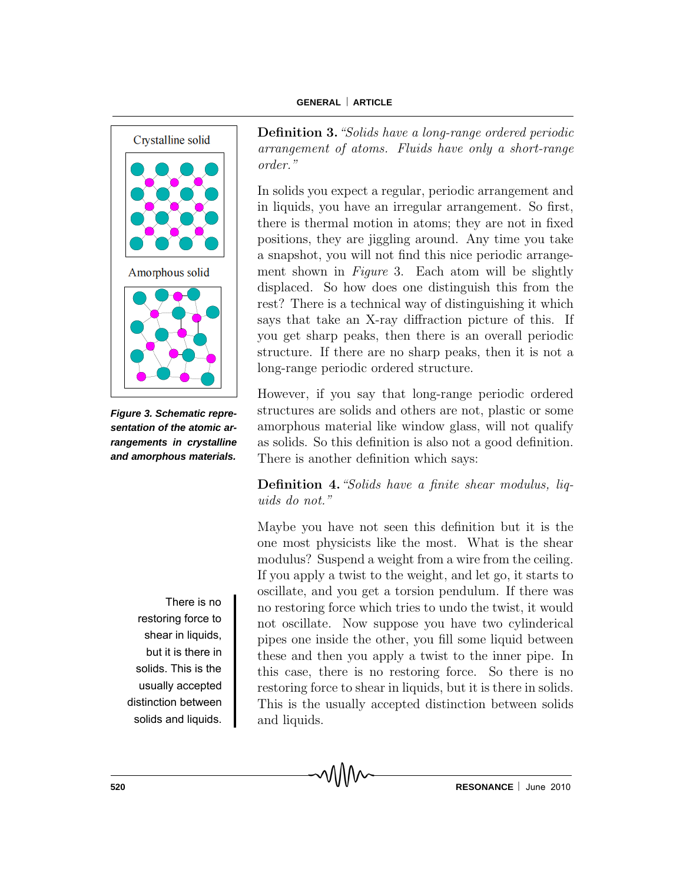Crystalline solid

Amorphous solid

***Figure 3. Schematic representation of the atomic arrangements in crystalline and amorphous materials.***

**Definition 3.** *"Solids have a long-range ordered periodic arrangement of atoms. Fluids have only a short-range order."*

In solids you expect a regular, periodic arrangement and in liquids, you have an irregular arrangement. So first, there is thermal motion in atoms; they are not in fixed positions, they are jiggling around. Any time you take a snapshot, you will not find this nice periodic arrangement shown in *Figure* 3. Each atom will be slightly displaced. So how does one distinguish this from the rest? There is a technical way of distinguishing it which says that take an X-ray diffraction picture of this. If you get sharp peaks, then there is an overall periodic structure. If there are no sharp peaks, then it is not a long-range periodic ordered structure.

However, if you say that long-range periodic ordered structures are solids and others are not, plastic or some amorphous material like window glass, will not qualify as solids. So this definition is also not a good definition. There is another definition which says:

**Definition 4.** *"Solids have a finite shear modulus, liquids do not."*

Maybe you have not seen this definition but it is the one most physicists like the most. What is the shear modulus? Suspend a weight from a wire from the ceiling. If you apply a twist to the weight, and let go, it starts to oscillate, and you get a torsion pendulum. If there was no restoring force which tries to undo the twist, it would not oscillate. Now suppose you have two cylinderical pipes one inside the other, you fill some liquid between these and then you apply a twist to the inner pipe. In this case, there is no restoring force. So there is no restoring force to shear in liquids, but it is there in solids. This is the usually accepted distinction between solids and liquids.

There is no restoring force to shear in liquids, but it is there in solids. This is the usually accepted distinction between solids and liquids.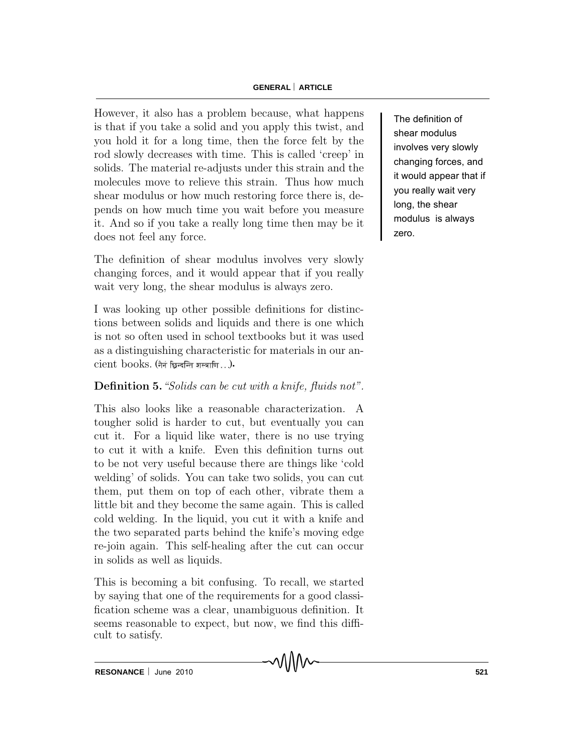However, it also has a problem because, what happens is that if you take a solid and you apply this twist, and you hold it for a long time, then the force felt by the rod slowly decreases with time. This is called 'creep' in solids. The material re-adjusts under this strain and the molecules move to relieve this strain. Thus how much shear modulus or how much restoring force there is, depends on how much time you wait before you measure it. And so if you take a really long time then may be it does not feel any force.

The definition of shear modulus involves very slowly changing forces, and it would appear that if you really wait very long, the shear modulus is always zero.

I was looking up other possible definitions for distinctions between solids and liquids and there is one which is not so often used in school textbooks but it was used as a distinguishing characteristic for materials in our ancient books. (नैनं छिन्दन्ति शस्त्राणि . . .).

**Definition 5.** *"Solids can be cut with a knife, fluids not".*

This also looks like a reasonable characterization. A tougher solid is harder to cut, but eventually you can cut it. For a liquid like water, there is no use trying to cut it with a knife. Even this definition turns out to be not very useful because there are things like 'cold welding' of solids. You can take two solids, you can cut them, put them on top of each other, vibrate them a little bit and they become the same again. This is called cold welding. In the liquid, you cut it with a knife and the two separated parts behind the knife's moving edge re-join again. This self-healing after the cut can occur in solids as well as liquids.

This is becoming a bit confusing. To recall, we started by saying that one of the requirements for a good classification scheme was a clear, unambiguous definition. It seems reasonable to expect, but now, we find this difficult to satisfy.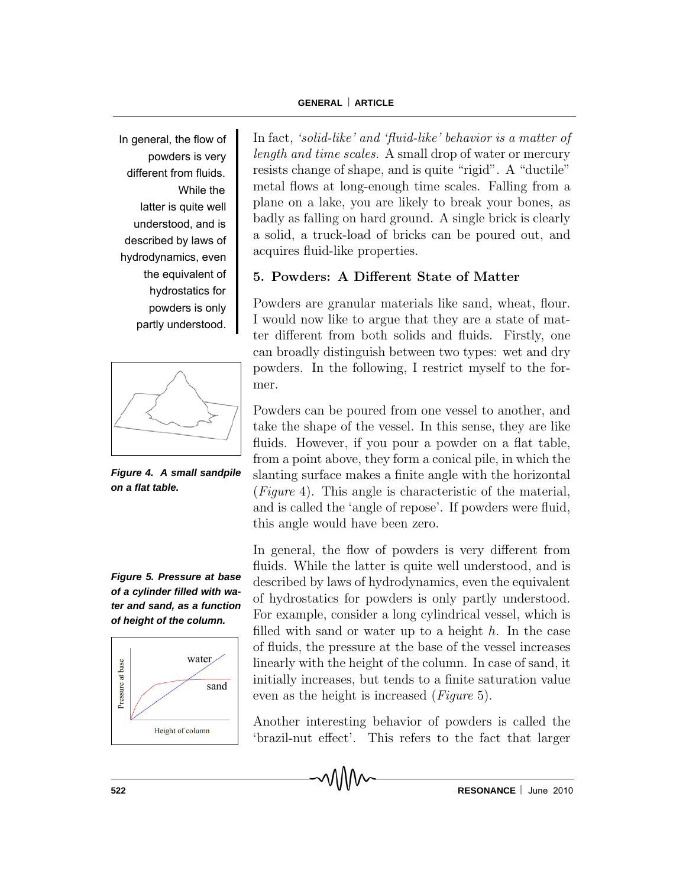In fact, *'solid-like' and 'fluid-like' behavior is a matter of length and time scales.* A small drop of water or mercury resists change of shape, and is quite "rigid". A "ductile" metal flows at long-enough time scales. Falling from a plane on a lake, you are likely to break your bones, as badly as falling on hard ground. A single brick is clearly a solid, a truck-load of bricks can be poured out, and acquires fluid-like properties.

## 5. Powders: A Different State of Matter

Powders are granular materials like sand, wheat, flour. I would now like to argue that they are a state of matter different from both solids and fluids. Firstly, one can broadly distinguish between two types: wet and dry powders. In the following, I restrict myself to the former.

Powders can be poured from one vessel to another, and take the shape of the vessel. In this sense, they are like fluids. However, if you pour a powder on a flat table, from a point above, they form a conical pile, in which the slanting surface makes a finite angle with the horizontal (*Figure* 4). This angle is characteristic of the material, and is called the 'angle of repose'. If powders were fluid, this angle would have been zero.

***Figure 4. A small sandpile on a flat table.***

In general, the flow of powders is very different from fluids. While the latter is quite well understood, and is described by laws of hydrodynamics, even the equivalent of hydrostatics for powders is only partly understood. For example, consider a long cylindrical vessel, which is filled with sand or water up to a height $h$. In the case of fluids, the pressure at the base of the vessel increases linearly with the height of the column. In case of sand, it initially increases, but tends to a finite saturation value even as the height is increased (*Figure* 5).

***Figure 5. Pressure at base of a cylinder filled with water and sand, as a function of height of the column.***

Another interesting behavior of powders is called the 'brazil-nut effect'. This refers to the fact that larger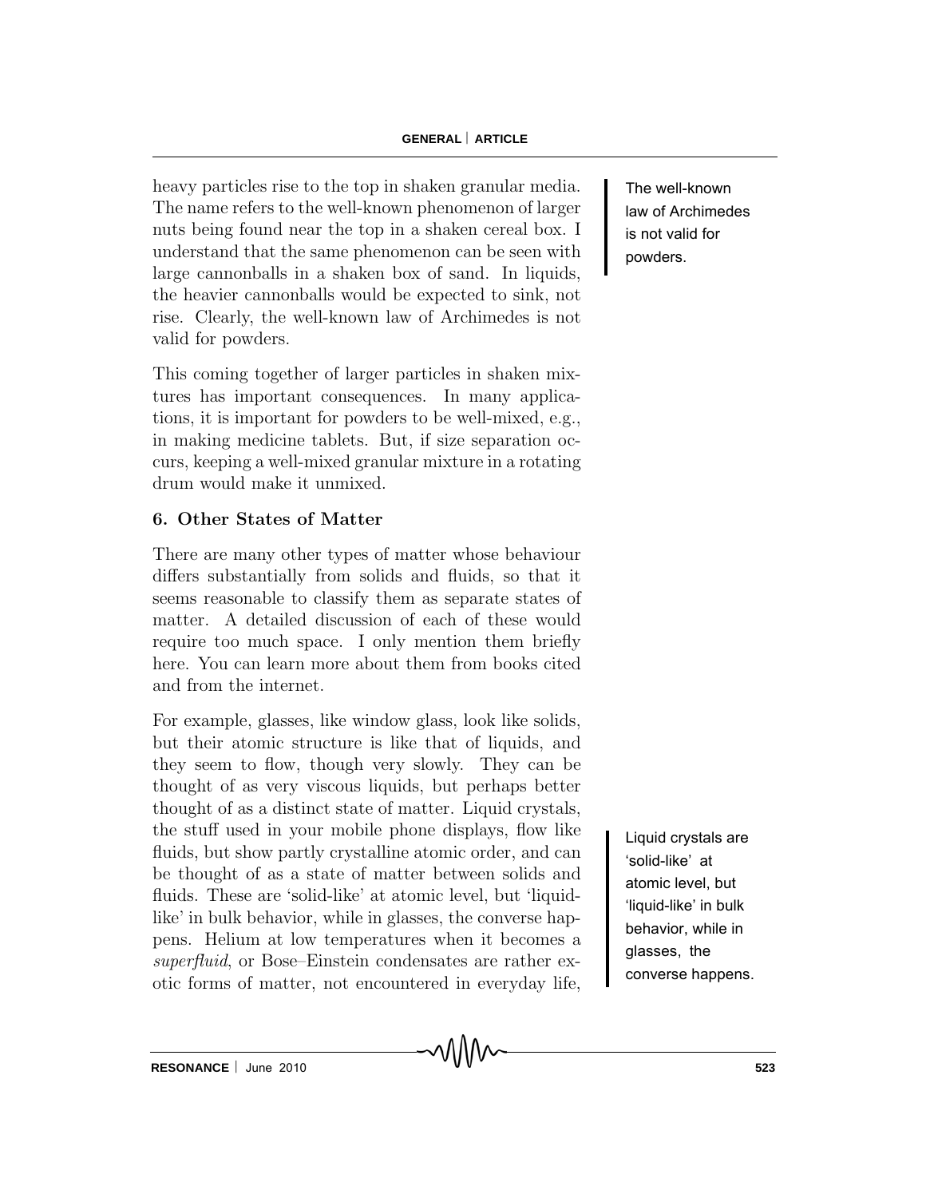heavy particles rise to the top in shaken granular media. The name refers to the well-known phenomenon of larger nuts being found near the top in a shaken cereal box. I understand that the same phenomenon can be seen with large cannonballs in a shaken box of sand. In liquids, the heavier cannonballs would be expected to sink, not rise. Clearly, the well-known law of Archimedes is not valid for powders.

The well-known law of Archimedes is not valid for powders.

This coming together of larger particles in shaken mixtures has important consequences. In many applications, it is important for powders to be well-mixed, e.g., in making medicine tablets. But, if size separation occurs, keeping a well-mixed granular mixture in a rotating drum would make it unmixed.

## 6. Other States of Matter

There are many other types of matter whose behaviour differs substantially from solids and fluids, so that it seems reasonable to classify them as separate states of matter. A detailed discussion of each of these would require too much space. I only mention them briefly here. You can learn more about them from books cited and from the internet.

For example, glasses, like window glass, look like solids, but their atomic structure is like that of liquids, and they seem to flow, though very slowly. They can be thought of as very viscous liquids, but perhaps better thought of as a distinct state of matter. Liquid crystals, the stuff used in your mobile phone displays, flow like fluids, but show partly crystalline atomic order, and can be thought of as a state of matter between solids and fluids. These are 'solid-like' at atomic level, but 'liquid-like' in bulk behavior, while in glasses, the converse happens. Helium at low temperatures when it becomes a *superfluid*, or Bose–Einstein condensates are rather exotic forms of matter, not encountered in everyday life,

Liquid crystals are 'solid-like' at atomic level, but 'liquid-like' in bulk behavior, while in glasses, the converse happens.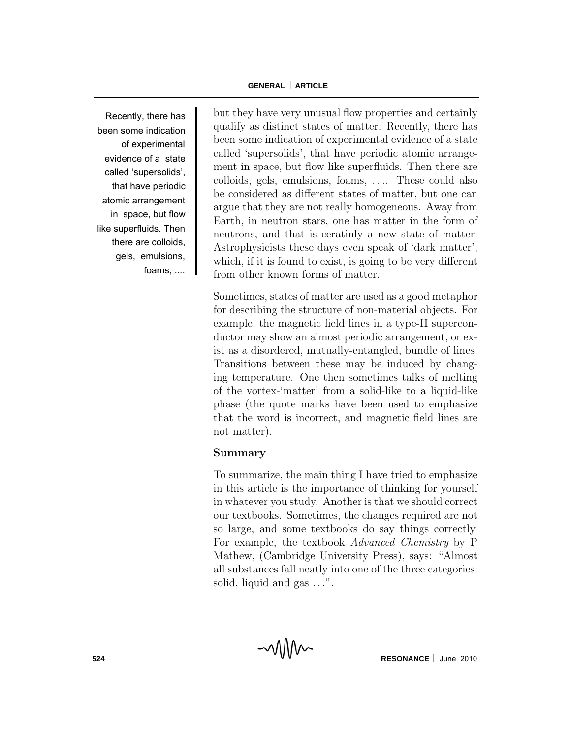but they have very unusual flow properties and certainly qualify as distinct states of matter. Recently, there has been some indication of experimental evidence of a state called 'supersolids', that have periodic atomic arrangement in space, but flow like superfluids. Then there are colloids, gels, emulsions, foams, .... These could also be considered as different states of matter, but one can argue that they are not really homogeneous. Away from Earth, in neutron stars, one has matter in the form of neutrons, and that is ceratinly a new state of matter. Astrophysicists these days even speak of 'dark matter', which, if it is found to exist, is going to be very different from other known forms of matter.

> Recently, there has been some indication of experimental evidence of a state called 'supersolids', that have periodic atomic arrangement in space, but flow like superfluids. Then there are colloids, gels, emulsions, foams, ....

Sometimes, states of matter are used as a good metaphor for describing the structure of non-material objects. For example, the magnetic field lines in a type-II superconductor may show an almost periodic arrangement, or exist as a disordered, mutually-entangled, bundle of lines. Transitions between these may be induced by changing temperature. One then sometimes talks of melting of the vortex-'matter' from a solid-like to a liquid-like phase (the quote marks have been used to emphasize that the word is incorrect, and magnetic field lines are not matter).

## Summary

To summarize, the main thing I have tried to emphasize in this article is the importance of thinking for yourself in whatever you study. Another is that we should correct our textbooks. Sometimes, the changes required are not so large, and some textbooks do say things correctly. For example, the textbook *Advanced Chemistry* by P Mathew, (Cambridge University Press), says: "Almost all substances fall neatly into one of the three categories: solid, liquid and gas ...".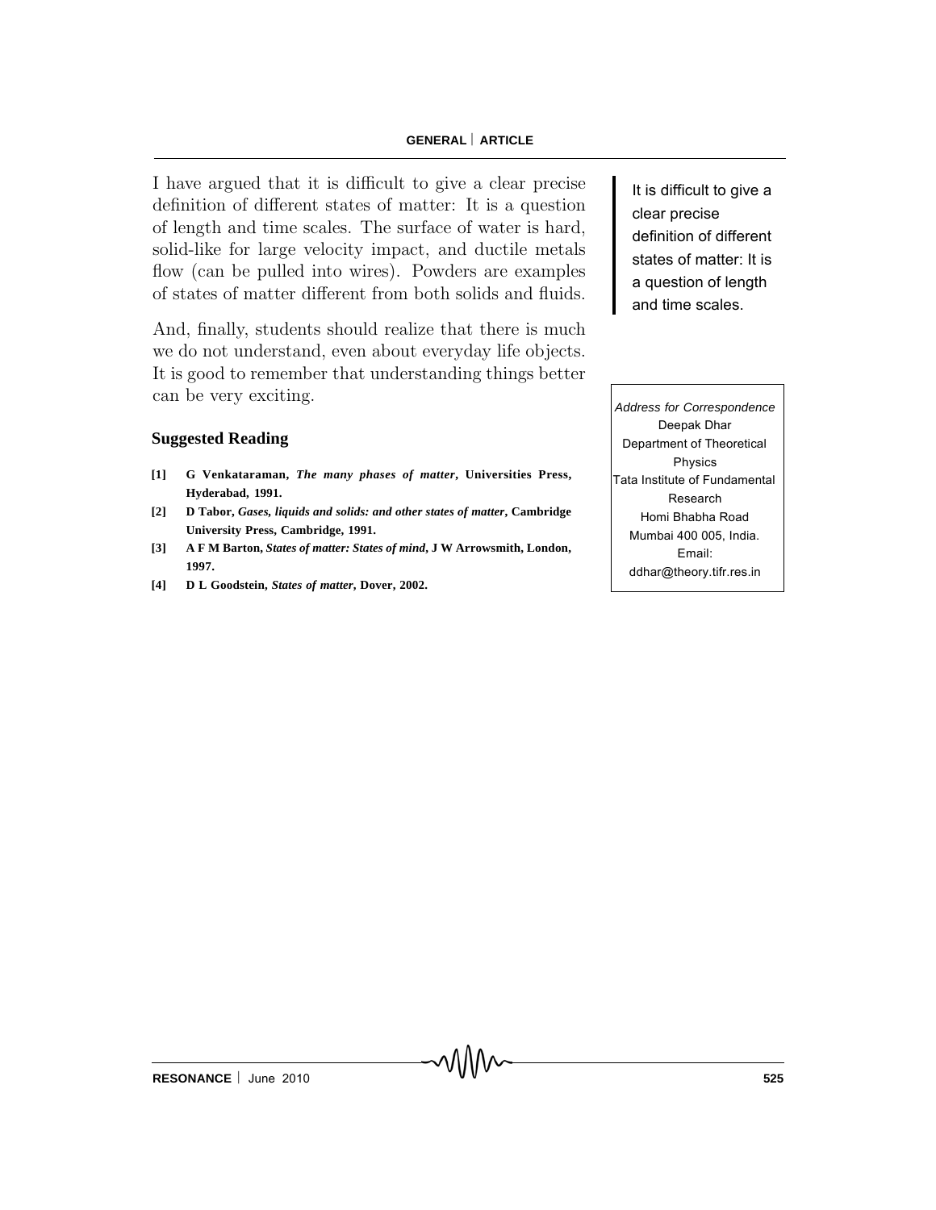I have argued that it is difficult to give a clear precise definition of different states of matter: It is a question of length and time scales. The surface of water is hard, solid-like for large velocity impact, and ductile metals flow (can be pulled into wires). Powders are examples of states of matter different from both solids and fluids.

And, finally, students should realize that there is much we do not understand, even about everyday life objects. It is good to remember that understanding things better can be very exciting.

It is difficult to give a clear precise definition of different states of matter: It is a question of length and time scales.

## Suggested Reading

[1] **G Venkataraman, *The many phases of matter*, Universities Press, Hyderabad, 1991.**

[2] **D Tabor, *Gases, liquids and solids: and other states of matter*, Cambridge University Press, Cambridge, 1991.**

[3] **A F M Barton, *States of matter: States of mind*, J W Arrowsmith, London, 1997.**

[4] **D L Goodstein, *States of matter*, Dover, 2002.**

*Address for Correspondence*
Deepak Dhar
Department of Theoretical Physics
Tata Institute of Fundamental Research
Homi Bhabha Road
Mumbai 400 005, India.
Email:
ddhar@theory.tifr.res.in